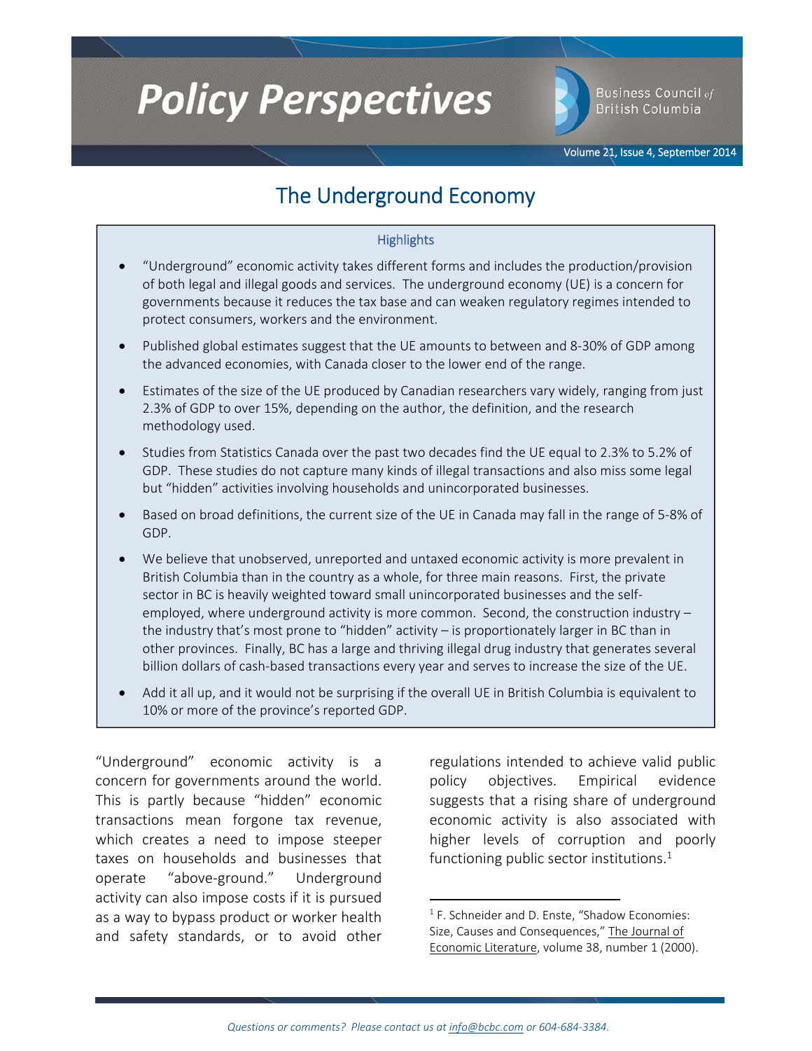# Policy Perspectives

Business Council of British Columbia

Volume 21, Issue 4, September 2014

## The Underground Economy

### Highlights

- "Underground" economic activity takes different forms and includes the production/provision of both legal and illegal goods and services. The underground economy (UE) is a concern for governments because it reduces the tax base and can weaken regulatory regimes intended to protect consumers, workers and the environment.
- Published global estimates suggest that the UE amounts to between and 8-30% of GDP among the advanced economies, with Canada closer to the lower end of the range.
- Estimates of the size of the UE produced by Canadian researchers vary widely, ranging from just 2.3% of GDP to over 15%, depending on the author, the definition, and the research methodology used.
- Studies from Statistics Canada over the past two decades find the UE equal to 2.3% to 5.2% of GDP. These studies do not capture many kinds of illegal transactions and also miss some legal but "hidden" activities involving households and unincorporated businesses.
- Based on broad definitions, the current size of the UE in Canada may fall in the range of 5-8% of GDP.
- We believe that unobserved, unreported and untaxed economic activity is more prevalent in British Columbia than in the country as a whole, for three main reasons. First, the private sector in BC is heavily weighted toward small unincorporated businesses and the self-employed, where underground activity is more common. Second, the construction industry – the industry that's most prone to "hidden" activity – is proportionately larger in BC than in other provinces. Finally, BC has a large and thriving illegal drug industry that generates several billion dollars of cash-based transactions every year and serves to increase the size of the UE.
- Add it all up, and it would not be surprising if the overall UE in British Columbia is equivalent to 10% or more of the province's reported GDP.

"Underground" economic activity is a concern for governments around the world. This is partly because "hidden" economic transactions mean forgone tax revenue, which creates a need to impose steeper taxes on households and businesses that operate "above-ground." Underground activity can also impose costs if it is pursued as a way to bypass product or worker health and safety standards, or to avoid other regulations intended to achieve valid public policy objectives. Empirical evidence suggests that a rising share of underground economic activity is also associated with higher levels of corruption and poorly functioning public sector institutions.[1]

[1] F. Schneider and D. Enste, "Shadow Economies: Size, Causes and Consequences," The Journal of Economic Literature, volume 38, number 1 (2000).

*Questions or comments? Please contact us at info@bcbc.com or 604-684-3384.*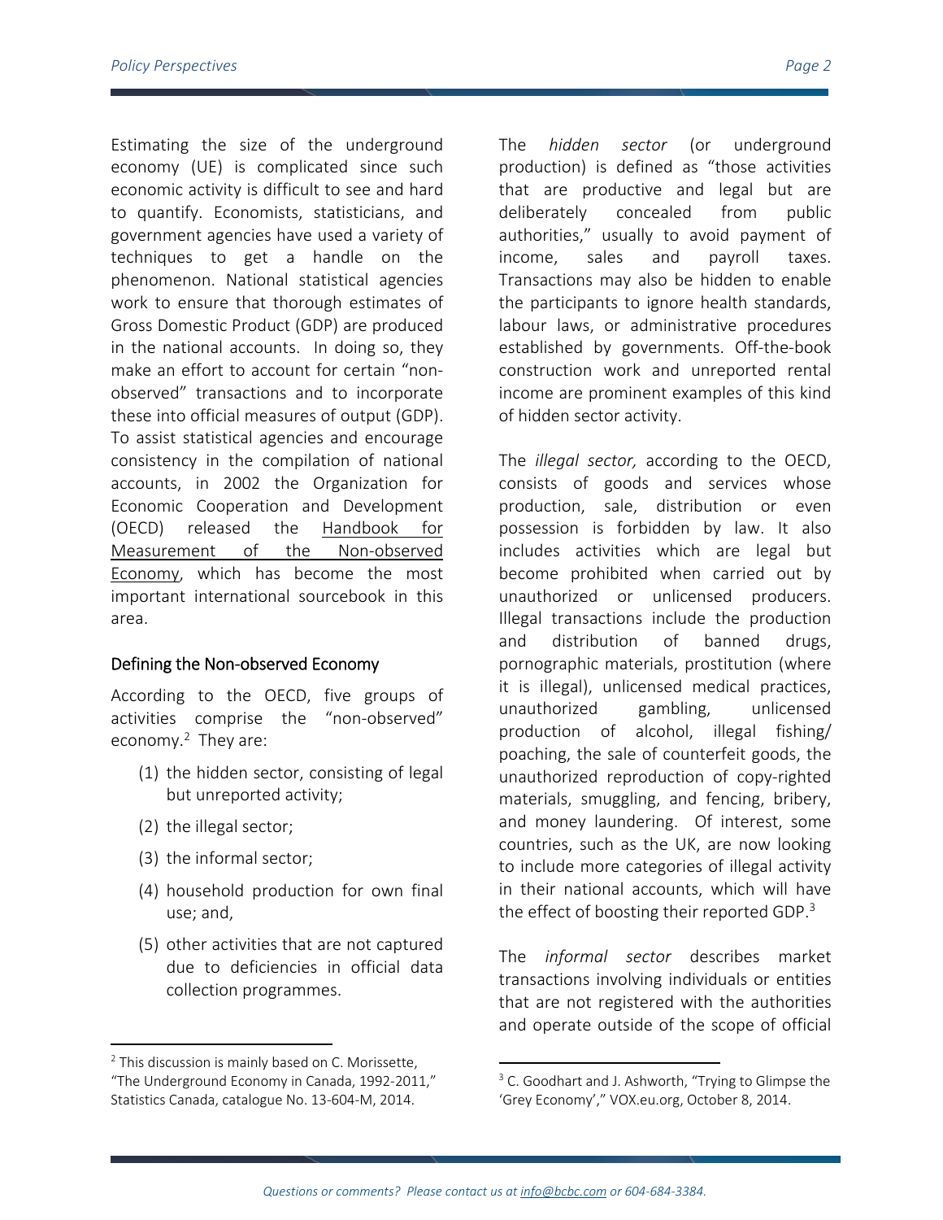Estimating the size of the underground economy (UE) is complicated since such economic activity is difficult to see and hard to quantify. Economists, statisticians, and government agencies have used a variety of techniques to get a handle on the phenomenon. National statistical agencies work to ensure that thorough estimates of Gross Domestic Product (GDP) are produced in the national accounts. In doing so, they make an effort to account for certain "non-observed" transactions and to incorporate these into official measures of output (GDP). To assist statistical agencies and encourage consistency in the compilation of national accounts, in 2002 the Organization for Economic Cooperation and Development (OECD) released the Handbook for Measurement of the Non-observed Economy, which has become the most important international sourcebook in this area.

## Defining the Non-observed Economy

According to the OECD, five groups of activities comprise the "non-observed" economy.[2] They are:

(1) the hidden sector, consisting of legal but unreported activity;

(2) the illegal sector;

(3) the informal sector;

(4) household production for own final use; and,

(5) other activities that are not captured due to deficiencies in official data collection programmes.

The *hidden sector* (or underground production) is defined as "those activities that are productive and legal but are deliberately concealed from public authorities," usually to avoid payment of income, sales and payroll taxes. Transactions may also be hidden to enable the participants to ignore health standards, labour laws, or administrative procedures established by governments. Off-the-book construction work and unreported rental income are prominent examples of this kind of hidden sector activity.

The *illegal sector,* according to the OECD, consists of goods and services whose production, sale, distribution or even possession is forbidden by law. It also includes activities which are legal but become prohibited when carried out by unauthorized or unlicensed producers. Illegal transactions include the production and distribution of banned drugs, pornographic materials, prostitution (where it is illegal), unlicensed medical practices, unauthorized gambling, unlicensed production of alcohol, illegal fishing/ poaching, the sale of counterfeit goods, the unauthorized reproduction of copy-righted materials, smuggling, and fencing, bribery, and money laundering. Of interest, some countries, such as the UK, are now looking to include more categories of illegal activity in their national accounts, which will have the effect of boosting their reported GDP.[3]

The *informal sector* describes market transactions involving individuals or entities that are not registered with the authorities and operate outside of the scope of official

---

[2] This discussion is mainly based on C. Morissette, "The Underground Economy in Canada, 1992-2011," Statistics Canada, catalogue No. 13-604-M, 2014.

[3] C. Goodhart and J. Ashworth, "Trying to Glimpse the 'Grey Economy'," VOX.eu.org, October 8, 2014.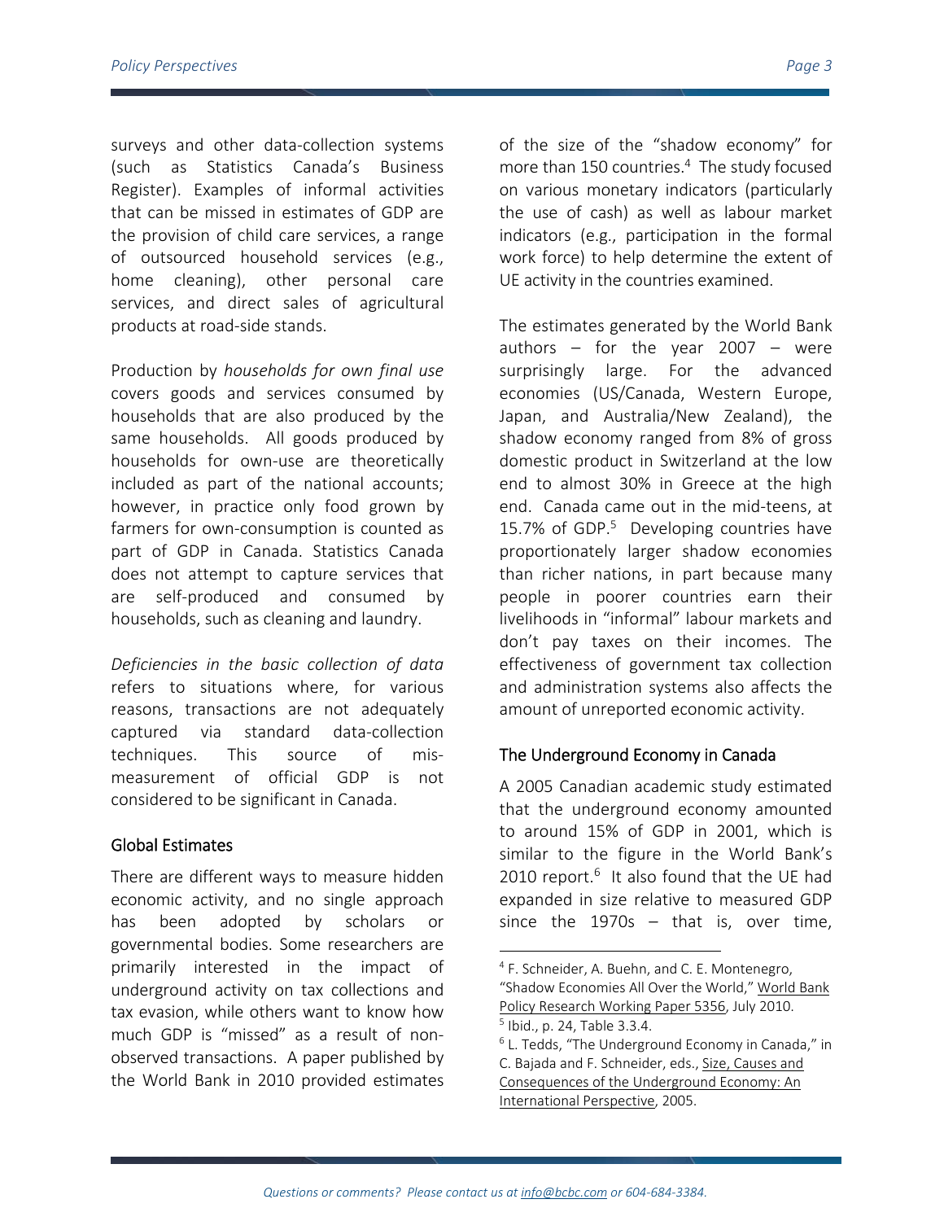surveys and other data-collection systems (such as Statistics Canada's Business Register). Examples of informal activities that can be missed in estimates of GDP are the provision of child care services, a range of outsourced household services (e.g., home cleaning), other personal care services, and direct sales of agricultural products at road-side stands.

Production by *households for own final use* covers goods and services consumed by households that are also produced by the same households. All goods produced by households for own-use are theoretically included as part of the national accounts; however, in practice only food grown by farmers for own-consumption is counted as part of GDP in Canada. Statistics Canada does not attempt to capture services that are self-produced and consumed by households, such as cleaning and laundry.

*Deficiencies in the basic collection of data* refers to situations where, for various reasons, transactions are not adequately captured via standard data-collection techniques. This source of mis-measurement of official GDP is not considered to be significant in Canada.

## Global Estimates

There are different ways to measure hidden economic activity, and no single approach has been adopted by scholars or governmental bodies. Some researchers are primarily interested in the impact of underground activity on tax collections and tax evasion, while others want to know how much GDP is "missed" as a result of non-observed transactions. A paper published by the World Bank in 2010 provided estimates of the size of the "shadow economy" for more than 150 countries.[4] The study focused on various monetary indicators (particularly the use of cash) as well as labour market indicators (e.g., participation in the formal work force) to help determine the extent of UE activity in the countries examined.

The estimates generated by the World Bank authors – for the year 2007 – were surprisingly large. For the advanced economies (US/Canada, Western Europe, Japan, and Australia/New Zealand), the shadow economy ranged from 8% of gross domestic product in Switzerland at the low end to almost 30% in Greece at the high end. Canada came out in the mid-teens, at 15.7% of GDP.[5] Developing countries have proportionately larger shadow economies than richer nations, in part because many people in poorer countries earn their livelihoods in "informal" labour markets and don't pay taxes on their incomes. The effectiveness of government tax collection and administration systems also affects the amount of unreported economic activity.

## The Underground Economy in Canada

A 2005 Canadian academic study estimated that the underground economy amounted to around 15% of GDP in 2001, which is similar to the figure in the World Bank's 2010 report.[6] It also found that the UE had expanded in size relative to measured GDP since the 1970s – that is, over time,

---

[4] F. Schneider, A. Buehn, and C. E. Montenegro, "Shadow Economies All Over the World," World Bank Policy Research Working Paper 5356, July 2010.

[5] Ibid., p. 24, Table 3.3.4.

[6] L. Tedds, "The Underground Economy in Canada," in C. Bajada and F. Schneider, eds., Size, Causes and Consequences of the Underground Economy: An International Perspective, 2005.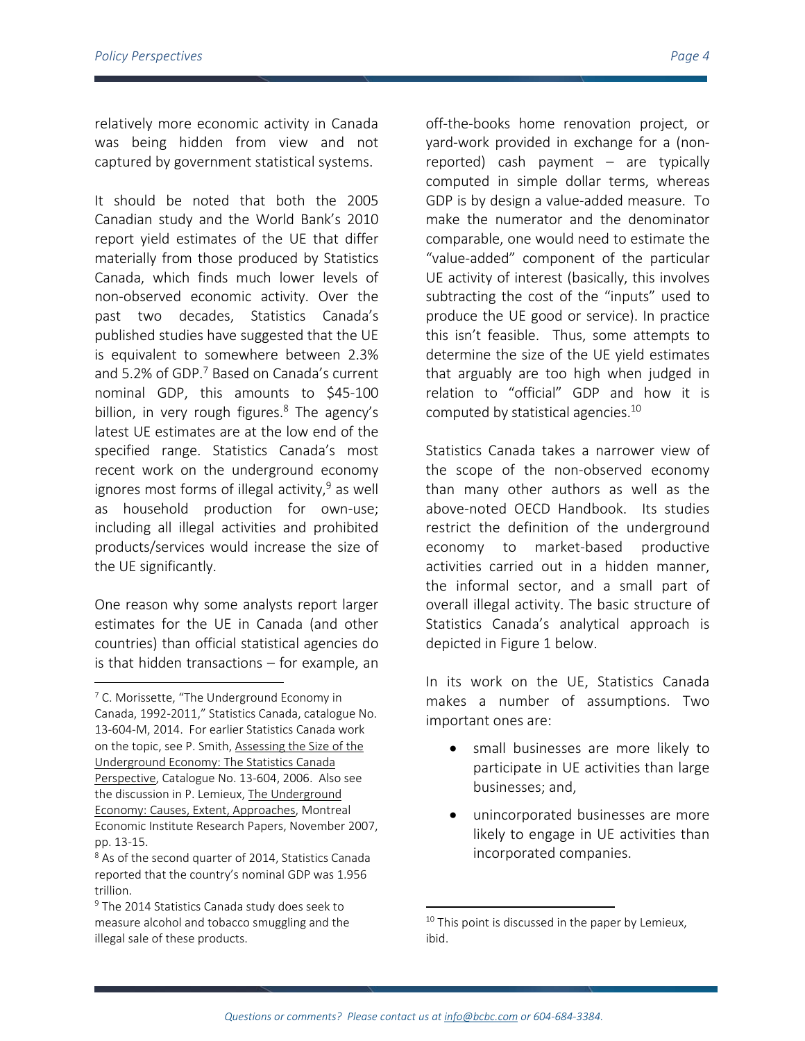relatively more economic activity in Canada was being hidden from view and not captured by government statistical systems.

It should be noted that both the 2005 Canadian study and the World Bank's 2010 report yield estimates of the UE that differ materially from those produced by Statistics Canada, which finds much lower levels of non-observed economic activity. Over the past two decades, Statistics Canada's published studies have suggested that the UE is equivalent to somewhere between 2.3% and 5.2% of GDP.[7] Based on Canada's current nominal GDP, this amounts to $45-100 billion, in very rough figures.[8] The agency's latest UE estimates are at the low end of the specified range. Statistics Canada's most recent work on the underground economy ignores most forms of illegal activity,[9] as well as household production for own-use; including all illegal activities and prohibited products/services would increase the size of the UE significantly.

One reason why some analysts report larger estimates for the UE in Canada (and other countries) than official statistical agencies do is that hidden transactions – for example, an off-the-books home renovation project, or yard-work provided in exchange for a (non-reported) cash payment – are typically computed in simple dollar terms, whereas GDP is by design a value-added measure. To make the numerator and the denominator comparable, one would need to estimate the "value-added" component of the particular UE activity of interest (basically, this involves subtracting the cost of the "inputs" used to produce the UE good or service). In practice this isn't feasible. Thus, some attempts to determine the size of the UE yield estimates that arguably are too high when judged in relation to "official" GDP and how it is computed by statistical agencies.[10]

Statistics Canada takes a narrower view of the scope of the non-observed economy than many other authors as well as the above-noted OECD Handbook. Its studies restrict the definition of the underground economy to market-based productive activities carried out in a hidden manner, the informal sector, and a small part of overall illegal activity. The basic structure of Statistics Canada's analytical approach is depicted in Figure 1 below.

In its work on the UE, Statistics Canada makes a number of assumptions. Two important ones are:

- small businesses are more likely to participate in UE activities than large businesses; and,
- unincorporated businesses are more likely to engage in UE activities than incorporated companies.

---

[7] C. Morissette, "The Underground Economy in Canada, 1992-2011," Statistics Canada, catalogue No. 13-604-M, 2014. For earlier Statistics Canada work on the topic, see P. Smith, Assessing the Size of the Underground Economy: The Statistics Canada Perspective, Catalogue No. 13-604, 2006. Also see the discussion in P. Lemieux, The Underground Economy: Causes, Extent, Approaches, Montreal Economic Institute Research Papers, November 2007, pp. 13-15.

[8] As of the second quarter of 2014, Statistics Canada reported that the country's nominal GDP was 1.956 trillion.

[9] The 2014 Statistics Canada study does seek to measure alcohol and tobacco smuggling and the illegal sale of these products.

[10] This point is discussed in the paper by Lemieux, ibid.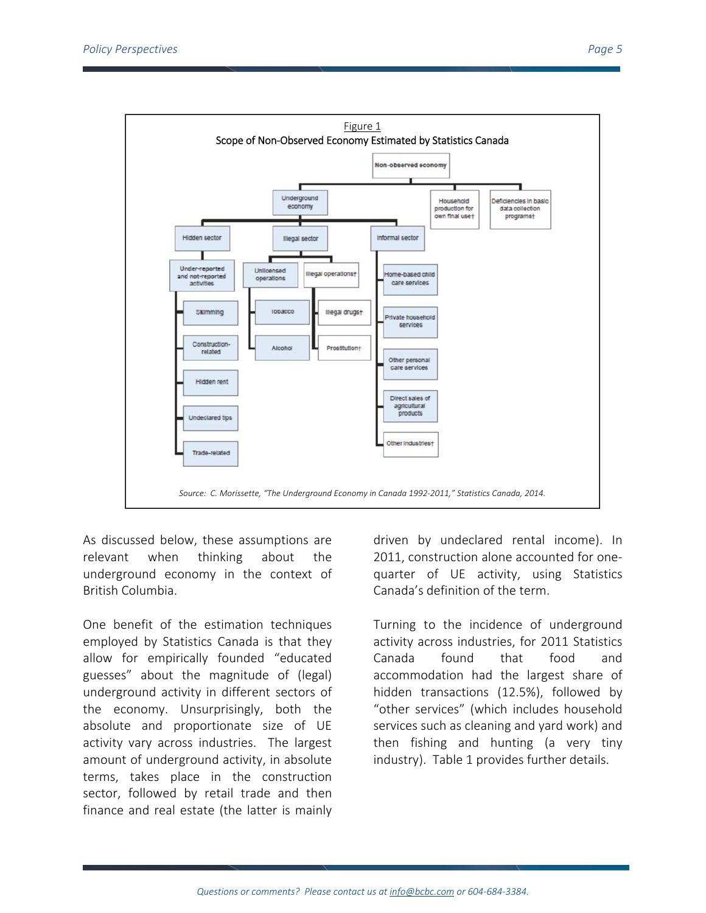Figure 1

Scope of Non-Observed Economy Estimated by Statistics Canada

- Non-observed economy
  - Underground economy
    - Hidden sector
      - Under-reported and not-reported activities
        - Skimming
        - Construction-related
        - Hidden rent
        - Undeclared tips
        - Trade-related
    - Illegal sector
      - Unlicensed operations
        - Tobacco
        - Alcohol
      - Illegal operations†
        - Illegal drugs†
        - Prostitution†
    - Informal sector
      - Home-based child care services
      - Private household services
      - Other personal care services
      - Direct sales of agricultural products
      - Other industries†
  - Household production for own final use†
  - Deficiencies in basic data collection programs†

*Source: C. Morissette, "The Underground Economy in Canada 1992-2011," Statistics Canada, 2014.*

As discussed below, these assumptions are relevant when thinking about the underground economy in the context of British Columbia.

One benefit of the estimation techniques employed by Statistics Canada is that they allow for empirically founded "educated guesses" about the magnitude of (legal) underground activity in different sectors of the economy. Unsurprisingly, both the absolute and proportionate size of UE activity vary across industries. The largest amount of underground activity, in absolute terms, takes place in the construction sector, followed by retail trade and then finance and real estate (the latter is mainly driven by undeclared rental income). In 2011, construction alone accounted for one-quarter of UE activity, using Statistics Canada's definition of the term.

Turning to the incidence of underground activity across industries, for 2011 Statistics Canada found that food and accommodation had the largest share of hidden transactions (12.5%), followed by "other services" (which includes household services such as cleaning and yard work) and then fishing and hunting (a very tiny industry). Table 1 provides further details.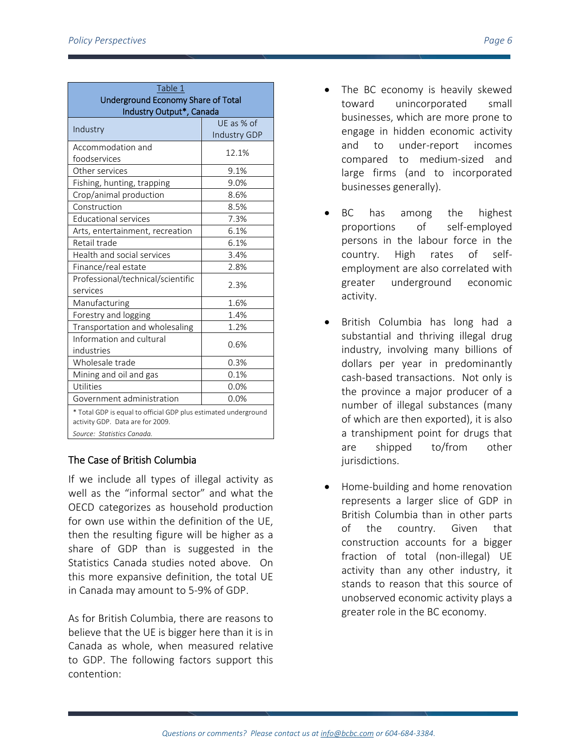Table 1
Underground Economy Share of Total Industry Output*, Canada

| Industry | UE as % of Industry GDP |
|---|---|
| Accommodation and foodservices | 12.1% |
| Other services | 9.1% |
| Fishing, hunting, trapping | 9.0% |
| Crop/animal production | 8.6% |
| Construction | 8.5% |
| Educational services | 7.3% |
| Arts, entertainment, recreation | 6.1% |
| Retail trade | 6.1% |
| Health and social services | 3.4% |
| Finance/real estate | 2.8% |
| Professional/technical/scientific services | 2.3% |
| Manufacturing | 1.6% |
| Forestry and logging | 1.4% |
| Transportation and wholesaling | 1.2% |
| Information and cultural industries | 0.6% |
| Wholesale trade | 0.3% |
| Mining and oil and gas | 0.1% |
| Utilities | 0.0% |
| Government administration | 0.0% |

* Total GDP is equal to official GDP plus estimated underground activity GDP. Data are for 2009.

*Source: Statistics Canada.*

## The Case of British Columbia

If we include all types of illegal activity as well as the "informal sector" and what the OECD categorizes as household production for own use within the definition of the UE, then the resulting figure will be higher as a share of GDP than is suggested in the Statistics Canada studies noted above. On this more expansive definition, the total UE in Canada may amount to 5-9% of GDP.

As for British Columbia, there are reasons to believe that the UE is bigger here than it is in Canada as whole, when measured relative to GDP. The following factors support this contention:

- The BC economy is heavily skewed toward unincorporated small businesses, which are more prone to engage in hidden economic activity and to under-report incomes compared to medium-sized and large firms (and to incorporated businesses generally).
- BC has among the highest proportions of self-employed persons in the labour force in the country. High rates of self-employment are also correlated with greater underground economic activity.
- British Columbia has long had a substantial and thriving illegal drug industry, involving many billions of dollars per year in predominantly cash-based transactions. Not only is the province a major producer of a number of illegal substances (many of which are then exported), it is also a transhipment point for drugs that are shipped to/from other jurisdictions.
- Home-building and home renovation represents a larger slice of GDP in British Columbia than in other parts of the country. Given that construction accounts for a bigger fraction of total (non-illegal) UE activity than any other industry, it stands to reason that this source of unobserved economic activity plays a greater role in the BC economy.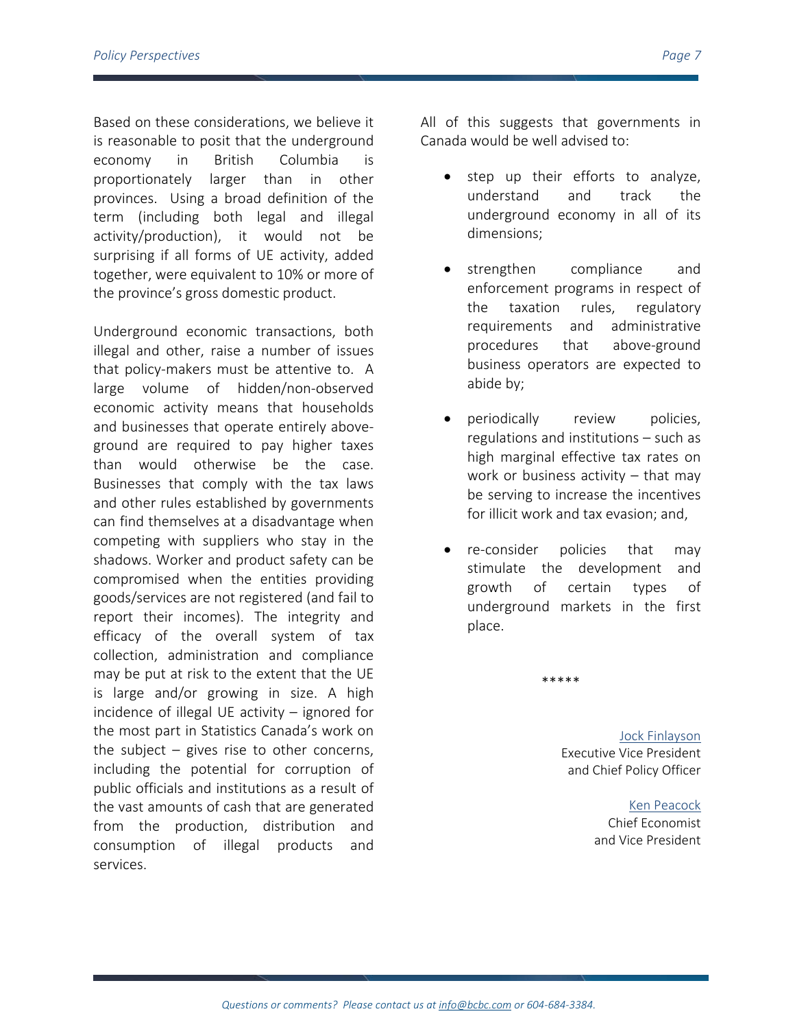Based on these considerations, we believe it is reasonable to posit that the underground economy in British Columbia is proportionately larger than in other provinces. Using a broad definition of the term (including both legal and illegal activity/production), it would not be surprising if all forms of UE activity, added together, were equivalent to 10% or more of the province's gross domestic product.

Underground economic transactions, both illegal and other, raise a number of issues that policy-makers must be attentive to. A large volume of hidden/non-observed economic activity means that households and businesses that operate entirely above-ground are required to pay higher taxes than would otherwise be the case. Businesses that comply with the tax laws and other rules established by governments can find themselves at a disadvantage when competing with suppliers who stay in the shadows. Worker and product safety can be compromised when the entities providing goods/services are not registered (and fail to report their incomes). The integrity and efficacy of the overall system of tax collection, administration and compliance may be put at risk to the extent that the UE is large and/or growing in size. A high incidence of illegal UE activity – ignored for the most part in Statistics Canada's work on the subject – gives rise to other concerns, including the potential for corruption of public officials and institutions as a result of the vast amounts of cash that are generated from the production, distribution and consumption of illegal products and services.

All of this suggests that governments in Canada would be well advised to:

- step up their efforts to analyze, understand and track the underground economy in all of its dimensions;
- strengthen compliance and enforcement programs in respect of the taxation rules, regulatory requirements and administrative procedures that above-ground business operators are expected to abide by;
- periodically review policies, regulations and institutions – such as high marginal effective tax rates on work or business activity – that may be serving to increase the incentives for illicit work and tax evasion; and,
- re-consider policies that may stimulate the development and growth of certain types of underground markets in the first place.

*****

Jock Finlayson
Executive Vice President
and Chief Policy Officer

Ken Peacock
Chief Economist
and Vice President

*Questions or comments? Please contact us at info@bcbc.com or 604-684-3384.*